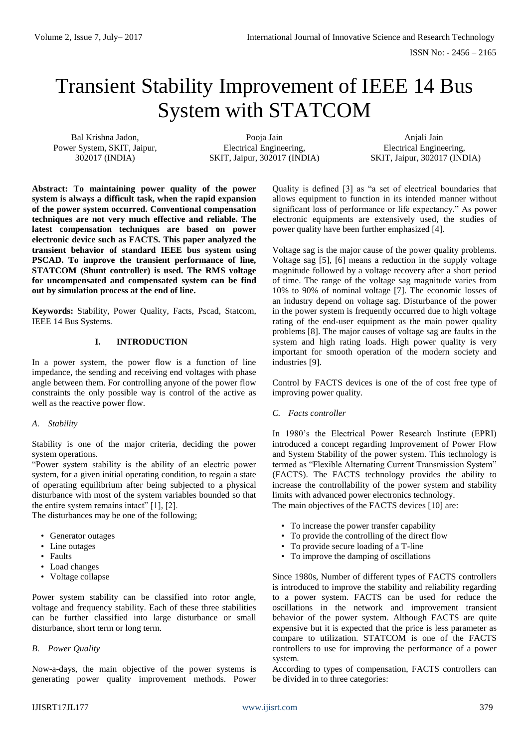# Transient Stability Improvement of IEEE 14 Bus System with STATCOM

Bal Krishna Jadon,
Power System, SKIT, Jaipur,
302017 (INDIA)

Pooja Jain
Electrical Engineering,
SKIT, Jaipur, 302017 (INDIA)

Anjali Jain
Electrical Engineering,
SKIT, Jaipur, 302017 (INDIA)

**Abstract: To maintaining power quality of the power system is always a difficult task, when the rapid expansion of the power system occurred. Conventional compensation techniques are not very much effective and reliable. The latest compensation techniques are based on power electronic device such as FACTS. This paper analyzed the transient behavior of standard IEEE bus system using PSCAD. To improve the transient performance of line, STATCOM (Shunt controller) is used. The RMS voltage for uncompensated and compensated system can be find out by simulation process at the end of line.**

**Keywords:** Stability, Power Quality, Facts, Pscad, Statcom, IEEE 14 Bus Systems.

## I. INTRODUCTION

In a power system, the power flow is a function of line impedance, the sending and receiving end voltages with phase angle between them. For controlling anyone of the power flow constraints the only possible way is control of the active as well as the reactive power flow.

### *A. Stability*

Stability is one of the major criteria, deciding the power system operations.

"Power system stability is the ability of an electric power system, for a given initial operating condition, to regain a state of operating equilibrium after being subjected to a physical disturbance with most of the system variables bounded so that the entire system remains intact" [1], [2].

The disturbances may be one of the following;

- Generator outages
- Line outages
- Faults
- Load changes
- Voltage collapse

Power system stability can be classified into rotor angle, voltage and frequency stability. Each of these three stabilities can be further classified into large disturbance or small disturbance, short term or long term.

### *B. Power Quality*

Now-a-days, the main objective of the power systems is generating power quality improvement methods. Power Quality is defined [3] as "a set of electrical boundaries that allows equipment to function in its intended manner without significant loss of performance or life expectancy." As power electronic equipments are extensively used, the studies of power quality have been further emphasized [4].

Voltage sag is the major cause of the power quality problems. Voltage sag [5], [6] means a reduction in the supply voltage magnitude followed by a voltage recovery after a short period of time. The range of the voltage sag magnitude varies from 10% to 90% of nominal voltage [7]. The economic losses of an industry depend on voltage sag. Disturbance of the power in the power system is frequently occurred due to high voltage rating of the end-user equipment as the main power quality problems [8]. The major causes of voltage sag are faults in the system and high rating loads. High power quality is very important for smooth operation of the modern society and industries [9].

Control by FACTS devices is one of the of cost free type of improving power quality.

### *C. Facts controller*

In 1980's the Electrical Power Research Institute (EPRI) introduced a concept regarding Improvement of Power Flow and System Stability of the power system. This technology is termed as "Flexible Alternating Current Transmission System" (FACTS). The FACTS technology provides the ability to increase the controllability of the power system and stability limits with advanced power electronics technology.

The main objectives of the FACTS devices [10] are:

- To increase the power transfer capability
- To provide the controlling of the direct flow
- To provide secure loading of a T-line
- To improve the damping of oscillations

Since 1980s, Number of different types of FACTS controllers is introduced to improve the stability and reliability regarding to a power system. FACTS can be used for reduce the oscillations in the network and improvement transient behavior of the power system. Although FACTS are quite expensive but it is expected that the price is less parameter as compare to utilization. STATCOM is one of the FACTS controllers to use for improving the performance of a power system.

According to types of compensation, FACTS controllers can be divided in to three categories: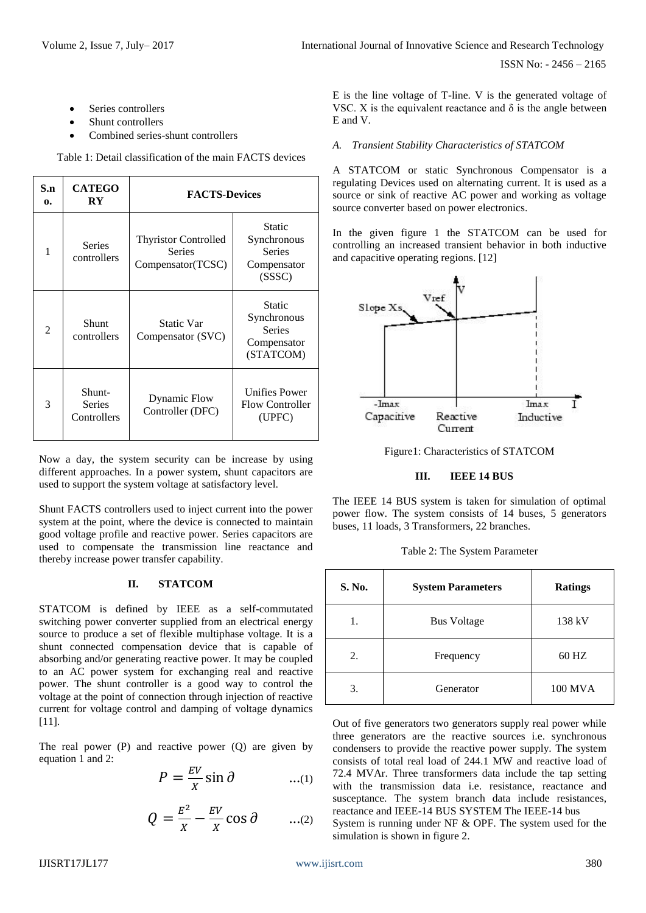- Series controllers
- Shunt controllers
- Combined series-shunt controllers

Table 1: Detail classification of the main FACTS devices

| S.no. | CATEGORY | FACTS-Devices | |
|---|---|---|---|
| 1 | Series controllers | Thyristor Controlled Series Compensator(TCSC) | Static Synchronous Series Compensator (SSSC) |
| 2 | Shunt controllers | Static Var Compensator (SVC) | Static Synchronous Series Compensator (STATCOM) |
| 3 | Shunt-Series Controllers | Dynamic Flow Controller (DFC) | Unifies Power Flow Controller (UPFC) |

Now a day, the system security can be increase by using different approaches. In a power system, shunt capacitors are used to support the system voltage at satisfactory level.

Shunt FACTS controllers used to inject current into the power system at the point, where the device is connected to maintain good voltage profile and reactive power. Series capacitors are used to compensate the transmission line reactance and thereby increase power transfer capability.

## II. STATCOM

STATCOM is defined by IEEE as a self-commutated switching power converter supplied from an electrical energy source to produce a set of flexible multiphase voltage. It is a shunt connected compensation device that is capable of absorbing and/or generating reactive power. It may be coupled to an AC power system for exchanging real and reactive power. The shunt controller is a good way to control the voltage at the point of connection through injection of reactive current for voltage control and damping of voltage dynamics [11].

The real power (P) and reactive power (Q) are given by equation 1 and 2:

$$P = \frac{EV}{X}\sin\partial \qquad ...(1)$$

$$Q = \frac{E^2}{X} - \frac{EV}{X}\cos\partial \qquad ...(2)$$

E is the line voltage of T-line. V is the generated voltage of VSC. X is the equivalent reactance and δ is the angle between E and V.

### *A. Transient Stability Characteristics of STATCOM*

A STATCOM or static Synchronous Compensator is a regulating Devices used on alternating current. It is used as a source or sink of reactive AC power and working as voltage source converter based on power electronics.

In the given figure 1 the STATCOM can be used for controlling an increased transient behavior in both inductive and capacitive operating regions. [12]

Figure1: Characteristics of STATCOM

## III. IEEE 14 BUS

The IEEE 14 BUS system is taken for simulation of optimal power flow. The system consists of 14 buses, 5 generators buses, 11 loads, 3 Transformers, 22 branches.

Table 2: The System Parameter

| S. No. | System Parameters | Ratings |
|---|---|---|
| 1. | Bus Voltage | 138 kV |
| 2. | Frequency | 60 HZ |
| 3. | Generator | 100 MVA |

Out of five generators two generators supply real power while three generators are the reactive sources i.e. synchronous condensers to provide the reactive power supply. The system consists of total real load of 244.1 MW and reactive load of 72.4 MVAr. Three transformers data include the tap setting with the transmission data i.e. resistance, reactance and susceptance. The system branch data include resistances, reactance and IEEE-14 BUS SYSTEM The IEEE-14 bus System is running under NF & OPF. The system used for the simulation is shown in figure 2.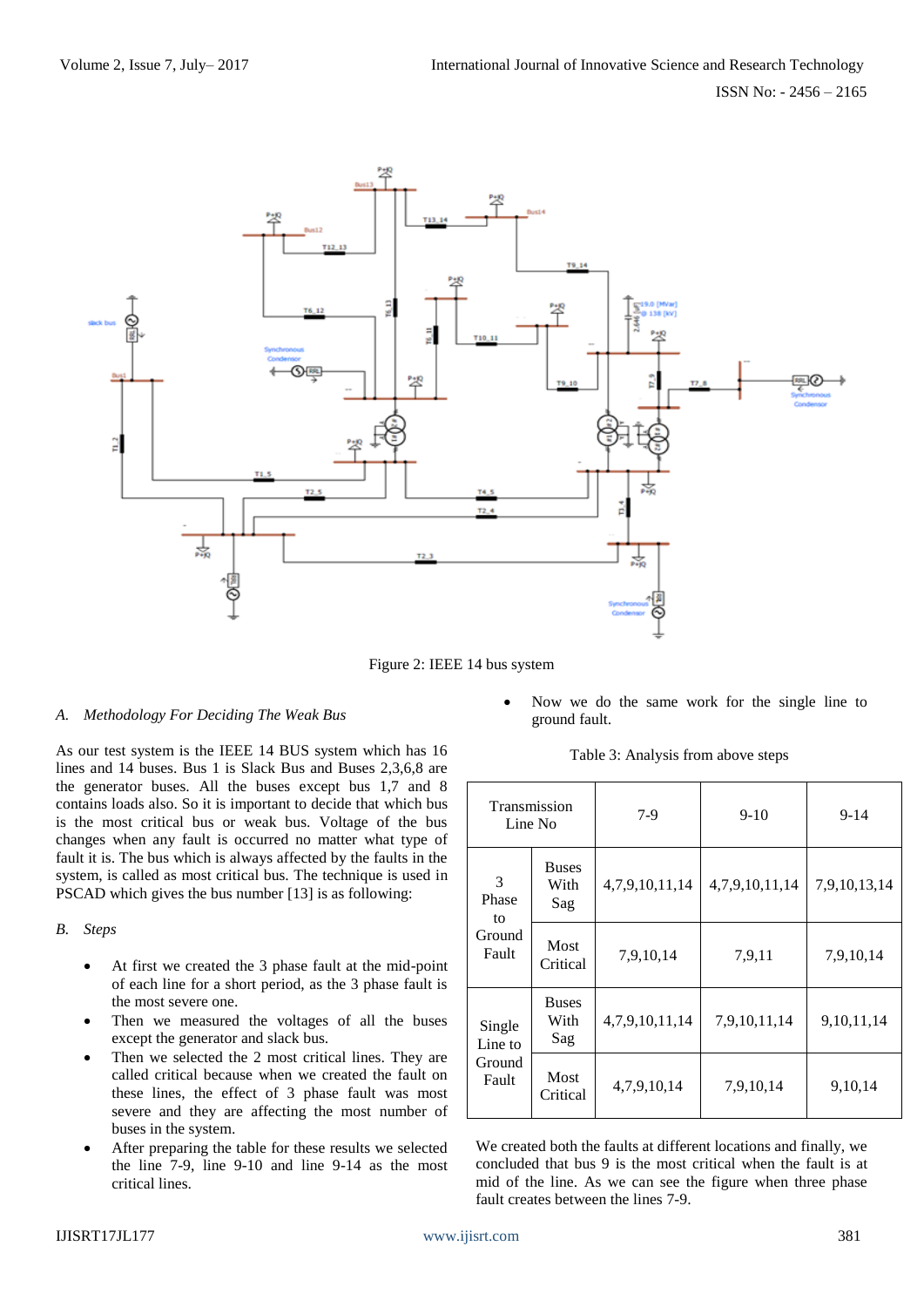Figure 2: IEEE 14 bus system

### A. *Methodology For Deciding The Weak Bus*

As our test system is the IEEE 14 BUS system which has 16 lines and 14 buses. Bus 1 is Slack Bus and Buses 2,3,6,8 are the generator buses. All the buses except bus 1,7 and 8 contains loads also. So it is important to decide that which bus is the most critical bus or weak bus. Voltage of the bus changes when any fault is occurred no matter what type of fault it is. The bus which is always affected by the faults in the system, is called as most critical bus. The technique is used in PSCAD which gives the bus number [13] is as following:

### B. *Steps*

- At first we created the 3 phase fault at the mid-point of each line for a short period, as the 3 phase fault is the most severe one.
- Then we measured the voltages of all the buses except the generator and slack bus.
- Then we selected the 2 most critical lines. They are called critical because when we created the fault on these lines, the effect of 3 phase fault was most severe and they are affecting the most number of buses in the system.
- After preparing the table for these results we selected the line 7-9, line 9-10 and line 9-14 as the most critical lines.
- Now we do the same work for the single line to ground fault.

Table 3: Analysis from above steps

| Transmission Line No | | 7-9 | 9-10 | 9-14 |
|---|---|---|---|---|
| 3 Phase to Ground Fault | Buses With Sag | 4,7,9,10,11,14 | 4,7,9,10,11,14 | 7,9,10,13,14 |
| | Most Critical | 7,9,10,14 | 7,9,11 | 7,9,10,14 |
| Single Line to Ground Fault | Buses With Sag | 4,7,9,10,11,14 | 7,9,10,11,14 | 9,10,11,14 |
| | Most Critical | 4,7,9,10,14 | 7,9,10,14 | 9,10,14 |

We created both the faults at different locations and finally, we concluded that bus 9 is the most critical when the fault is at mid of the line. As we can see the figure when three phase fault creates between the lines 7-9.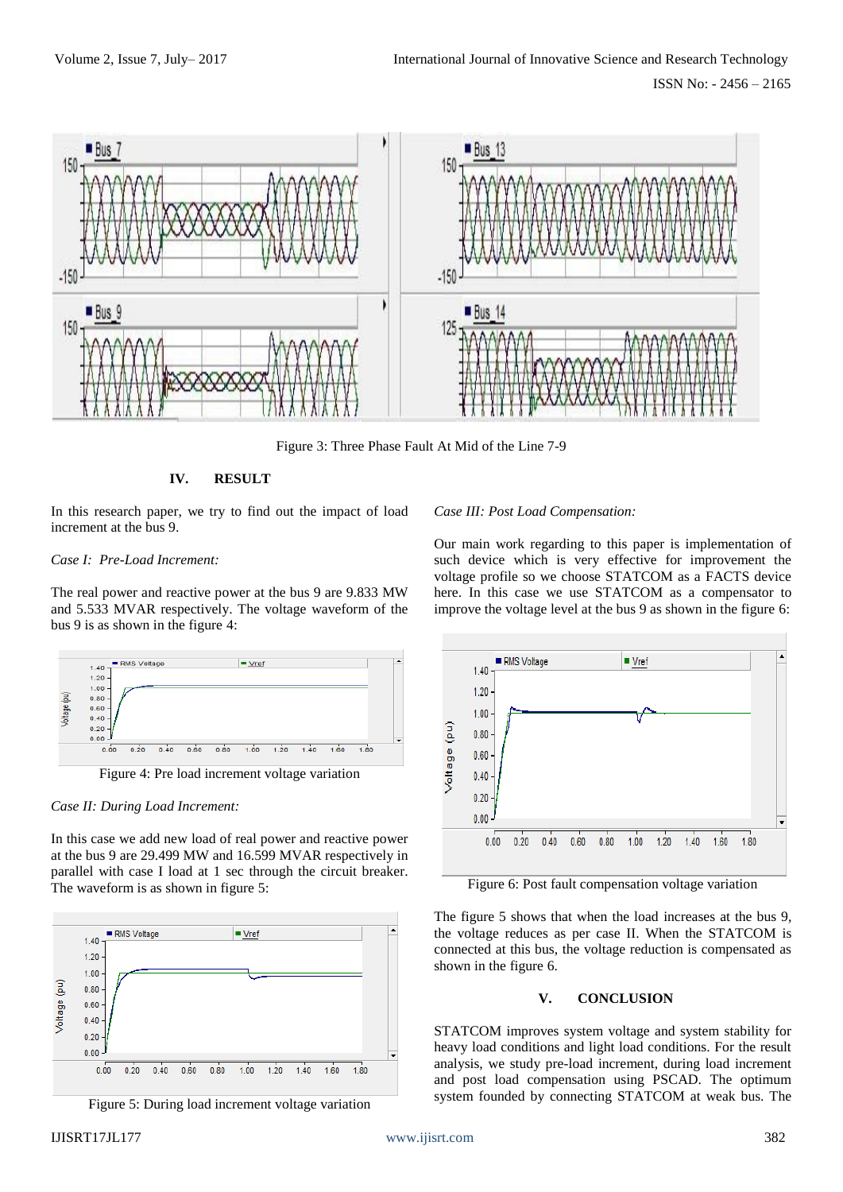Figure 3: Three Phase Fault At Mid of the Line 7-9

## IV. RESULT

In this research paper, we try to find out the impact of load increment at the bus 9.

*Case I: Pre-Load Increment:*

The real power and reactive power at the bus 9 are 9.833 MW and 5.533 MVAR respectively. The voltage waveform of the bus 9 is as shown in the figure 4:

Figure 4: Pre load increment voltage variation

*Case II: During Load Increment:*

In this case we add new load of real power and reactive power at the bus 9 are 29.499 MW and 16.599 MVAR respectively in parallel with case I load at 1 sec through the circuit breaker. The waveform is as shown in figure 5:

Figure 5: During load increment voltage variation

*Case III: Post Load Compensation:*

Our main work regarding to this paper is implementation of such device which is very effective for improvement the voltage profile so we choose STATCOM as a FACTS device here. In this case we use STATCOM as a compensator to improve the voltage level at the bus 9 as shown in the figure 6:

Figure 6: Post fault compensation voltage variation

The figure 5 shows that when the load increases at the bus 9, the voltage reduces as per case II. When the STATCOM is connected at this bus, the voltage reduction is compensated as shown in the figure 6.

## V. CONCLUSION

STATCOM improves system voltage and system stability for heavy load conditions and light load conditions. For the result analysis, we study pre-load increment, during load increment and post load compensation using PSCAD. The optimum system founded by connecting STATCOM at weak bus. The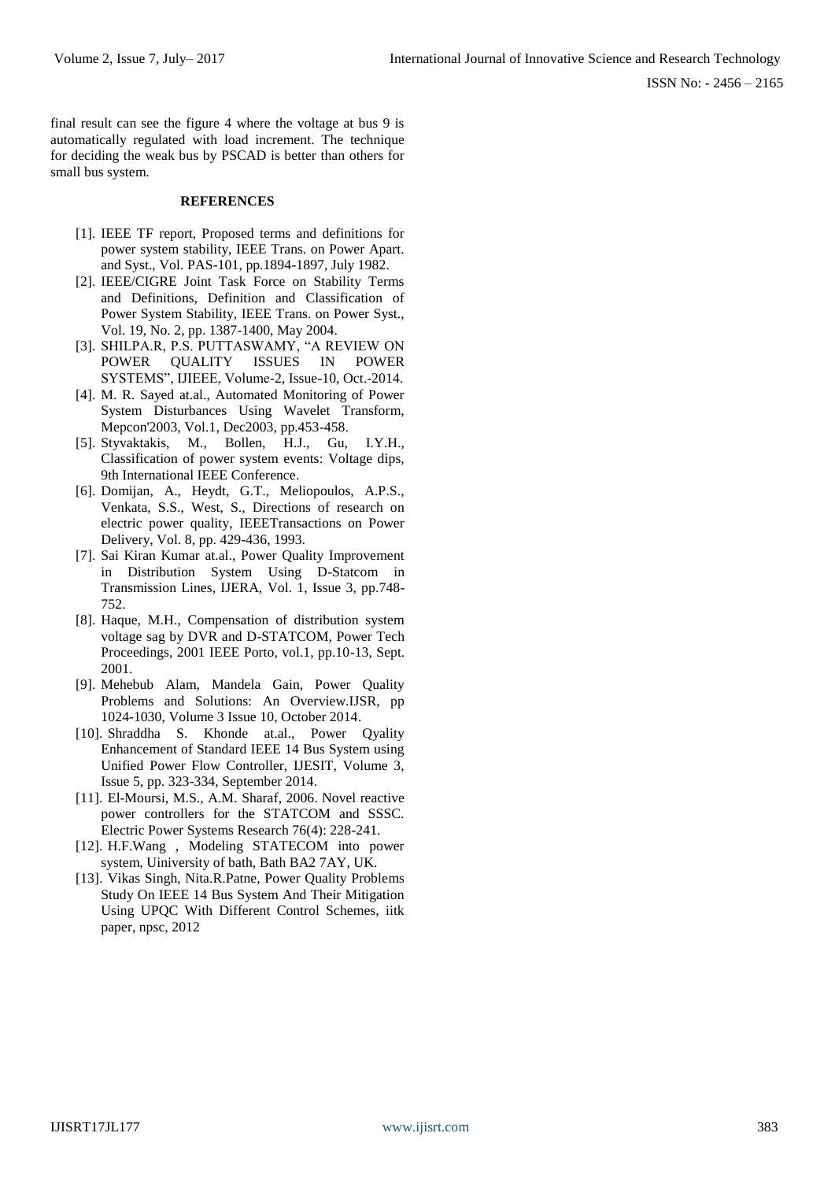final result can see the figure 4 where the voltage at bus 9 is automatically regulated with load increment. The technique for deciding the weak bus by PSCAD is better than others for small bus system.

## REFERENCES

[1]. IEEE TF report, Proposed terms and definitions for power system stability, IEEE Trans. on Power Apart. and Syst., Vol. PAS-101, pp.1894-1897, July 1982.

[2]. IEEE/CIGRE Joint Task Force on Stability Terms and Definitions, Definition and Classification of Power System Stability, IEEE Trans. on Power Syst., Vol. 19, No. 2, pp. 1387-1400, May 2004.

[3]. SHILPA.R, P.S. PUTTASWAMY, "A REVIEW ON POWER QUALITY ISSUES IN POWER SYSTEMS", IJIEEE, Volume-2, Issue-10, Oct.-2014.

[4]. M. R. Sayed at.al., Automated Monitoring of Power System Disturbances Using Wavelet Transform, Mepcon'2003, Vol.1, Dec2003, pp.453-458.

[5]. Styvaktakis, M., Bollen, H.J., Gu, I.Y.H., Classification of power system events: Voltage dips, 9th International IEEE Conference.

[6]. Domijan, A., Heydt, G.T., Meliopoulos, A.P.S., Venkata, S.S., West, S., Directions of research on electric power quality, IEEETransactions on Power Delivery, Vol. 8, pp. 429-436, 1993.

[7]. Sai Kiran Kumar at.al., Power Quality Improvement in Distribution System Using D-Statcom in Transmission Lines, IJERA, Vol. 1, Issue 3, pp.748-752.

[8]. Haque, M.H., Compensation of distribution system voltage sag by DVR and D-STATCOM, Power Tech Proceedings, 2001 IEEE Porto, vol.1, pp.10-13, Sept. 2001.

[9]. Mehebub Alam, Mandela Gain, Power Quality Problems and Solutions: An Overview.IJSR, pp 1024-1030, Volume 3 Issue 10, October 2014.

[10]. Shraddha S. Khonde at.al., Power Qyality Enhancement of Standard IEEE 14 Bus System using Unified Power Flow Controller, IJESIT, Volume 3, Issue 5, pp. 323-334, September 2014.

[11]. El-Moursi, M.S., A.M. Sharaf, 2006. Novel reactive power controllers for the STATCOM and SSSC. Electric Power Systems Research 76(4): 228-241.

[12]. H.F.Wang , Modeling STATECOM into power system, Uiniversity of bath, Bath BA2 7AY, UK.

[13]. Vikas Singh, Nita.R.Patne, Power Quality Problems Study On IEEE 14 Bus System And Their Mitigation Using UPQC With Different Control Schemes, iitk paper, npsc, 2012